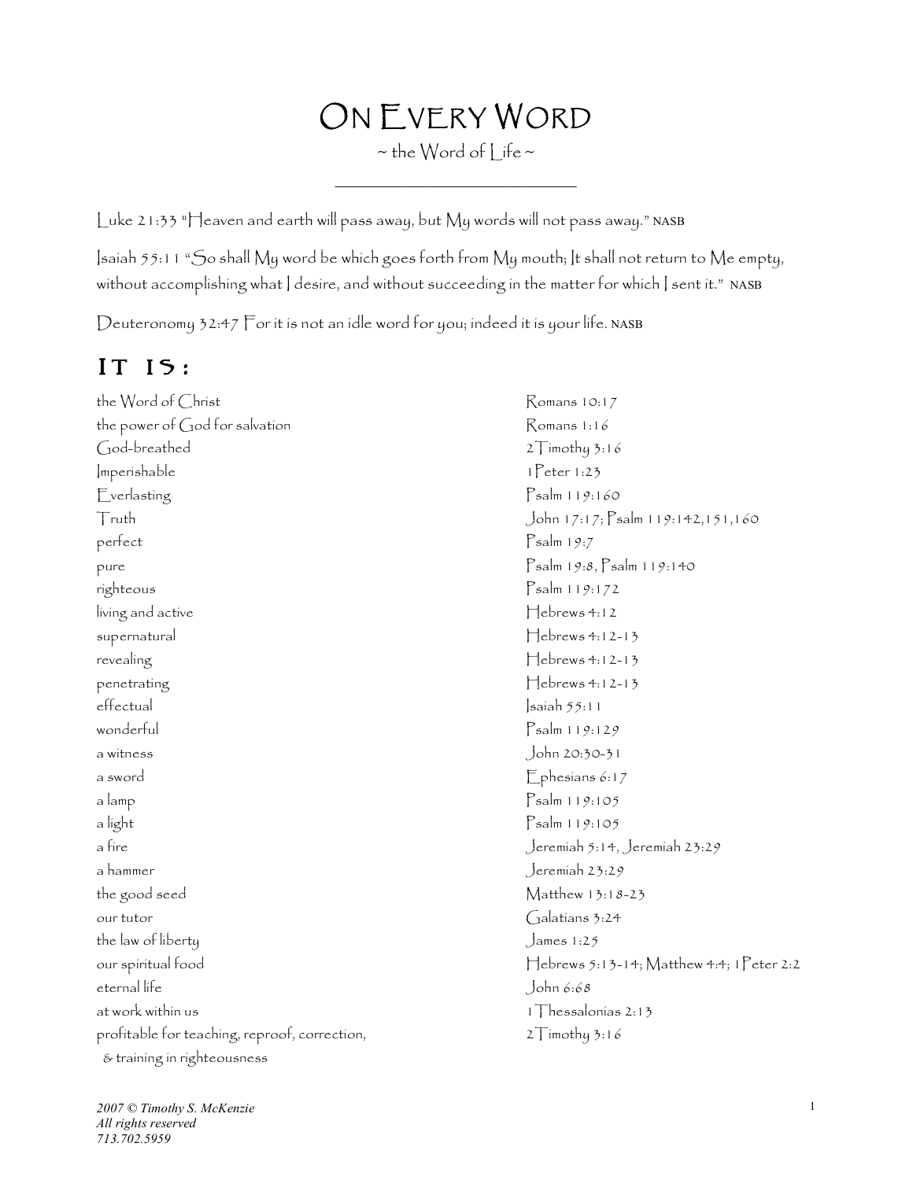# On Every Word

~ the Word of Life ~

---

Luke 21:33 "Heaven and earth will pass away, but My words will not pass away." NASB

Isaiah 55:11 "So shall My word be which goes forth from My mouth; It shall not return to Me empty, without accomplishing what I desire, and without succeeding in the matter for which I sent it." NASB

Deuteronomy 32:47 For it is not an idle word for you; indeed it is your life. NASB

## IT IS:

| | |
|---|---|
| the Word of Christ | Romans 10:17 |
| the power of God for salvation | Romans 1:16 |
| God-breathed | 2Timothy 3:16 |
| Imperishable | 1Peter 1:23 |
| Everlasting | Psalm 119:160 |
| Truth | John 17:17; Psalm 119:142,151,160 |
| perfect | Psalm 19:7 |
| pure | Psalm 19:8, Psalm 119:140 |
| righteous | Psalm 119:172 |
| living and active | Hebrews 4:12 |
| supernatural | Hebrews 4:12-13 |
| revealing | Hebrews 4:12-13 |
| penetrating | Hebrews 4:12-13 |
| effectual | Isaiah 55:11 |
| wonderful | Psalm 119:129 |
| a witness | John 20:30-31 |
| a sword | Ephesians 6:17 |
| a lamp | Psalm 119:105 |
| a light | Psalm 119:105 |
| a fire | Jeremiah 5:14, Jeremiah 23:29 |
| a hammer | Jeremiah 23:29 |
| the good seed | Matthew 13:18-23 |
| our tutor | Galatians 3:24 |
| the law of liberty | James 1:25 |
| our spiritual food | Hebrews 5:13-14; Matthew 4:4; 1Peter 2:2 |
| eternal life | John 6:68 |
| at work within us | 1Thessalonias 2:13 |
| profitable for teaching, reproof, correction, & training in righteousness | 2Timothy 3:16 |

*2007 © Timothy S. McKenzie*
*All rights reserved*
*713.702.5959*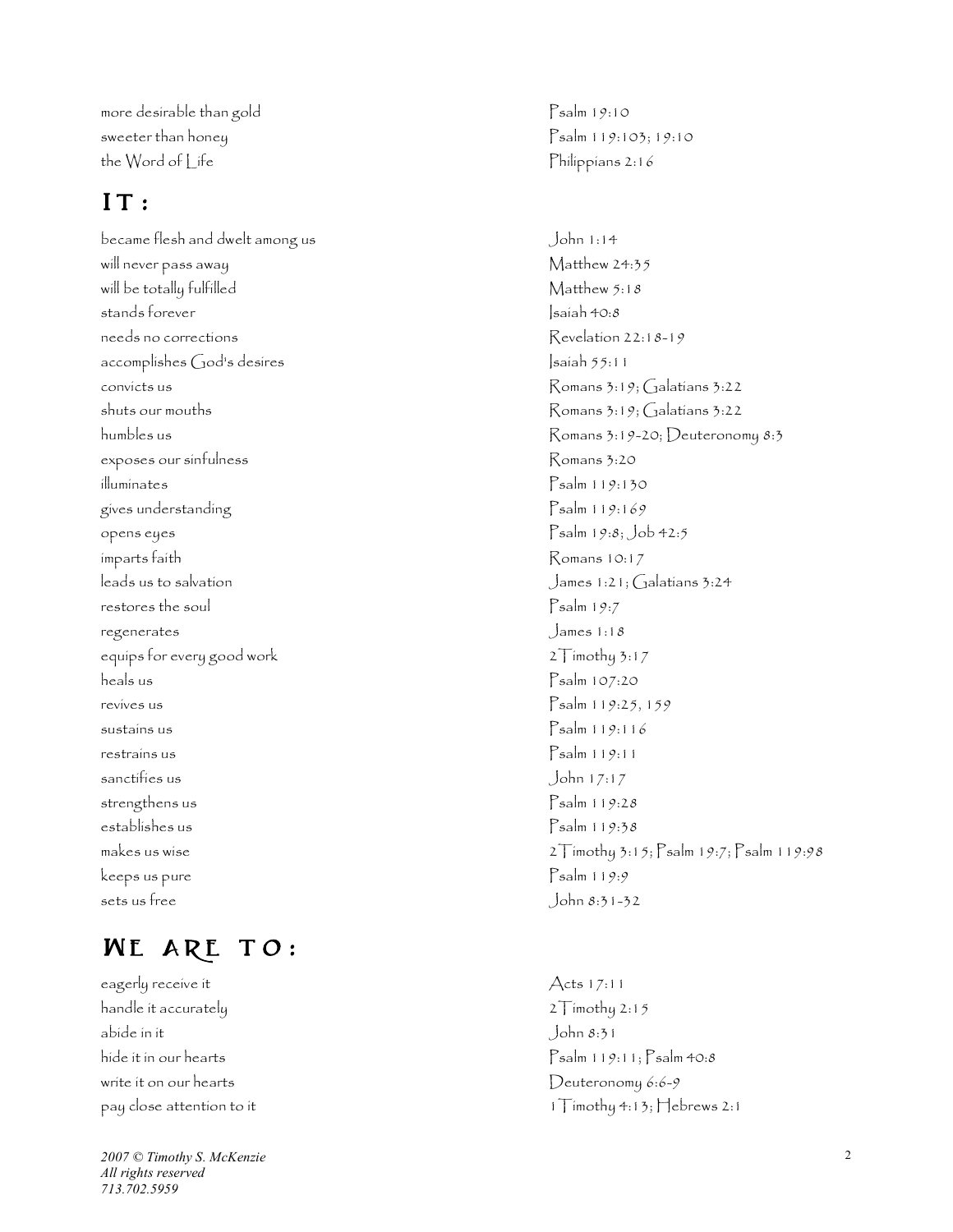| | |
|---|---|
| more desirable than gold | Psalm 19:10 |
| sweeter than honey | Psalm 119:103; 19:10 |
| the Word of Life | Philippians 2:16 |

## IT:

| | |
|---|---|
| became flesh and dwelt among us | John 1:14 |
| will never pass away | Matthew 24:35 |
| will be totally fulfilled | Matthew 5:18 |
| stands forever | Isaiah 40:8 |
| needs no corrections | Revelation 22:18-19 |
| accomplishes God's desires | Isaiah 55:11 |
| convicts us | Romans 3:19; Galatians 3:22 |
| shuts our mouths | Romans 3:19; Galatians 3:22 |
| humbles us | Romans 3:19-20; Deuteronomy 8:3 |
| exposes our sinfulness | Romans 3:20 |
| illuminates | Psalm 119:130 |
| gives understanding | Psalm 119:169 |
| opens eyes | Psalm 19:8; Job 42:5 |
| imparts faith | Romans 10:17 |
| leads us to salvation | James 1:21; Galatians 3:24 |
| restores the soul | Psalm 19:7 |
| regenerates | James 1:18 |
| equips for every good work | 2 Timothy 3:17 |
| heals us | Psalm 107:20 |
| revives us | Psalm 119:25, 159 |
| sustains us | Psalm 119:116 |
| restrains us | Psalm 119:11 |
| sanctifies us | John 17:17 |
| strengthens us | Psalm 119:28 |
| establishes us | Psalm 119:38 |
| makes us wise | 2 Timothy 3:15; Psalm 19:7; Psalm 119:98 |
| keeps us pure | Psalm 119:9 |
| sets us free | John 8:31-32 |

## WE ARE TO:

| | |
|---|---|
| eagerly receive it | Acts 17:11 |
| handle it accurately | 2 Timothy 2:15 |
| abide in it | John 8:31 |
| hide it in our hearts | Psalm 119:11; Psalm 40:8 |
| write it on our hearts | Deuteronomy 6:6-9 |
| pay close attention to it | 1 Timothy 4:13; Hebrews 2:1 |

*2007 © Timothy S. McKenzie*
*All rights reserved*
*713.702.5959*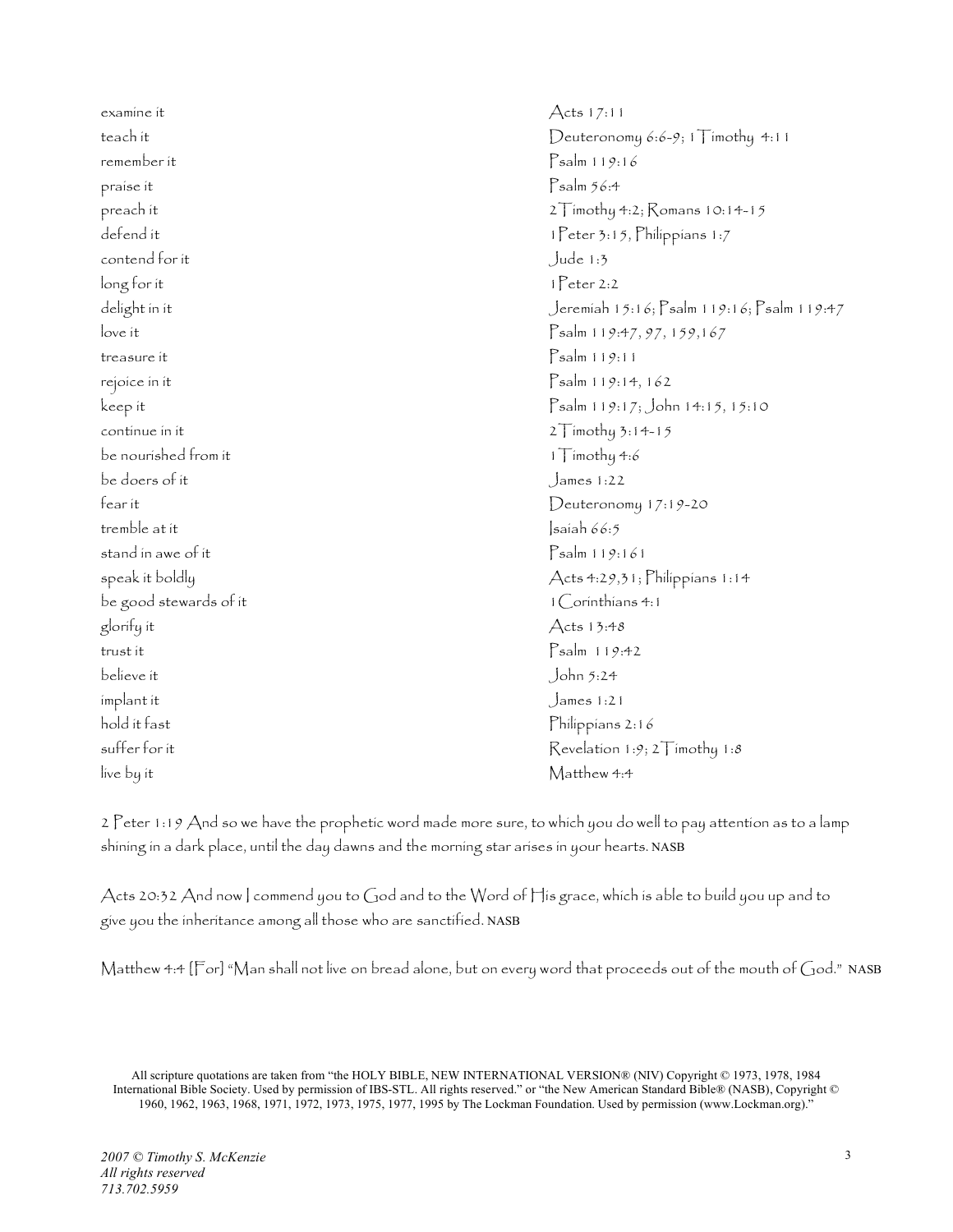| | |
|---|---|
| examine it | Acts 17:11 |
| teach it | Deuteronomy 6:6-9; 1Timothy 4:11 |
| remember it | Psalm 119:16 |
| praise it | Psalm 56:4 |
| preach it | 2Timothy 4:2; Romans 10:14-15 |
| defend it | 1Peter 3:15, Philippians 1:7 |
| contend for it | Jude 1:3 |
| long for it | 1Peter 2:2 |
| delight in it | Jeremiah 15:16; Psalm 119:16; Psalm 119:47 |
| love it | Psalm 119:47, 97, 159,167 |
| treasure it | Psalm 119:11 |
| rejoice in it | Psalm 119:14, 162 |
| keep it | Psalm 119:17; John 14:15, 15:10 |
| continue in it | 2Timothy 3:14-15 |
| be nourished from it | 1Timothy 4:6 |
| be doers of it | James 1:22 |
| fear it | Deuteronomy 17:19-20 |
| tremble at it | Isaiah 66:5 |
| stand in awe of it | Psalm 119:161 |
| speak it boldly | Acts 4:29,31; Philippians 1:14 |
| be good stewards of it | 1Corinthians 4:1 |
| glorify it | Acts 13:48 |
| trust it | Psalm 119:42 |
| believe it | John 5:24 |
| implant it | James 1:21 |
| hold it fast | Philippians 2:16 |
| suffer for it | Revelation 1:9; 2Timothy 1:8 |
| live by it | Matthew 4:4 |

2 Peter 1:19 And so we have the prophetic word made more sure, to which you do well to pay attention as to a lamp shining in a dark place, until the day dawns and the morning star arises in your hearts. NASB

Acts 20:32 And now I commend you to God and to the Word of His grace, which is able to build you up and to give you the inheritance among all those who are sanctified. NASB

Matthew 4:4 [For] "Man shall not live on bread alone, but on every word that proceeds out of the mouth of God." NASB

All scripture quotations are taken from "the HOLY BIBLE, NEW INTERNATIONAL VERSION® (NIV) Copyright © 1973, 1978, 1984 International Bible Society. Used by permission of IBS-STL. All rights reserved." or "the New American Standard Bible® (NASB), Copyright © 1960, 1962, 1963, 1968, 1971, 1972, 1973, 1975, 1977, 1995 by The Lockman Foundation. Used by permission (www.Lockman.org)."

*2007 © Timothy S. McKenzie*
*All rights reserved*
*713.702.5959*